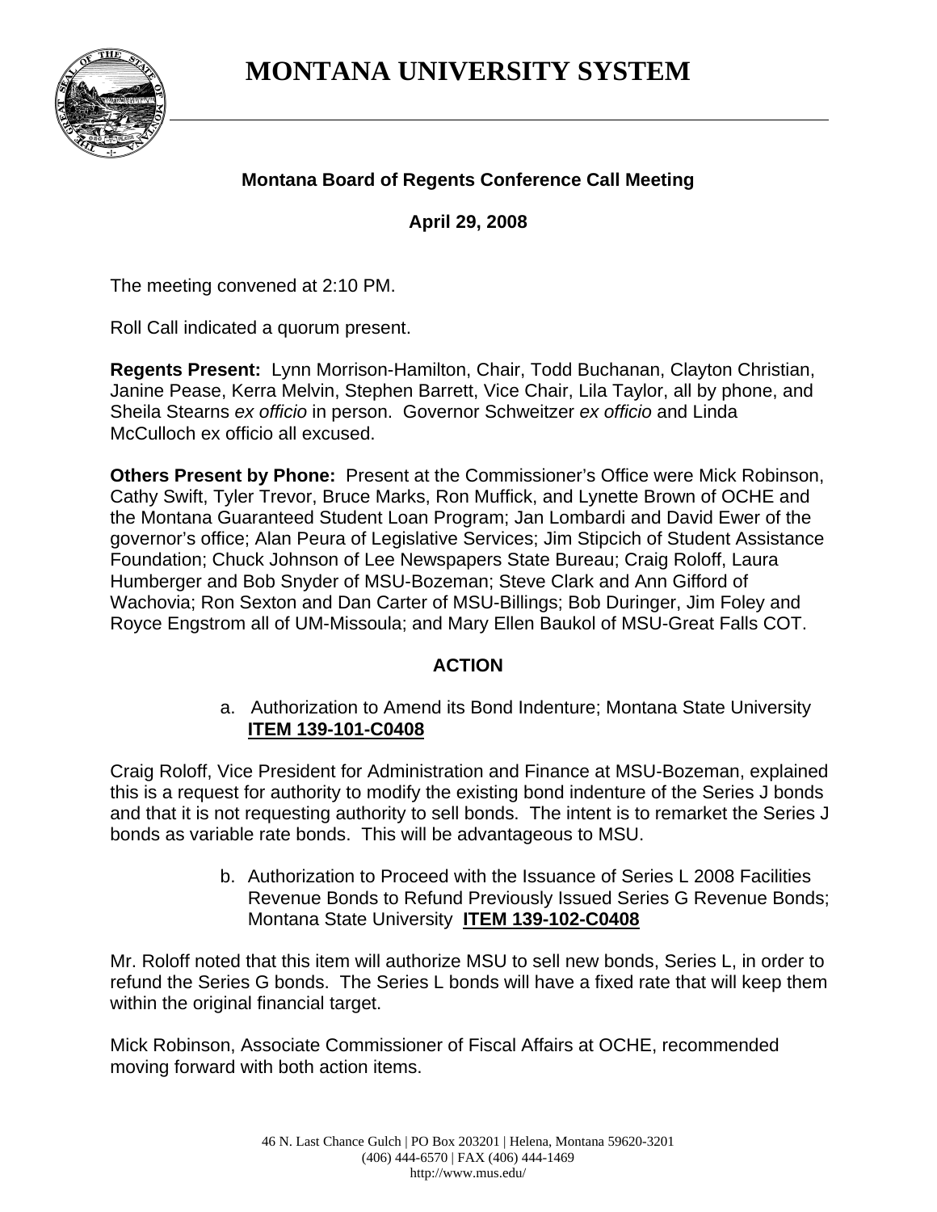# MONTANA UNIVERSITY SYSTEM

**Montana Board of Regents Conference Call Meeting**

**April 29, 2008**

The meeting convened at 2:10 PM.

Roll Call indicated a quorum present.

**Regents Present:** Lynn Morrison-Hamilton, Chair, Todd Buchanan, Clayton Christian, Janine Pease, Kerra Melvin, Stephen Barrett, Vice Chair, Lila Taylor, all by phone, and Sheila Stearns *ex officio* in person. Governor Schweitzer *ex officio* and Linda McCulloch ex officio all excused.

**Others Present by Phone:** Present at the Commissioner's Office were Mick Robinson, Cathy Swift, Tyler Trevor, Bruce Marks, Ron Muffick, and Lynette Brown of OCHE and the Montana Guaranteed Student Loan Program; Jan Lombardi and David Ewer of the governor's office; Alan Peura of Legislative Services; Jim Stipcich of Student Assistance Foundation; Chuck Johnson of Lee Newspapers State Bureau; Craig Roloff, Laura Humberger and Bob Snyder of MSU-Bozeman; Steve Clark and Ann Gifford of Wachovia; Ron Sexton and Dan Carter of MSU-Billings; Bob Duringer, Jim Foley and Royce Engstrom all of UM-Missoula; and Mary Ellen Baukol of MSU-Great Falls COT.

## ACTION

a. Authorization to Amend its Bond Indenture; Montana State University **ITEM 139-101-C0408**

Craig Roloff, Vice President for Administration and Finance at MSU-Bozeman, explained this is a request for authority to modify the existing bond indenture of the Series J bonds and that it is not requesting authority to sell bonds. The intent is to remarket the Series J bonds as variable rate bonds. This will be advantageous to MSU.

b. Authorization to Proceed with the Issuance of Series L 2008 Facilities Revenue Bonds to Refund Previously Issued Series G Revenue Bonds; Montana State University **ITEM 139-102-C0408**

Mr. Roloff noted that this item will authorize MSU to sell new bonds, Series L, in order to refund the Series G bonds. The Series L bonds will have a fixed rate that will keep them within the original financial target.

Mick Robinson, Associate Commissioner of Fiscal Affairs at OCHE, recommended moving forward with both action items.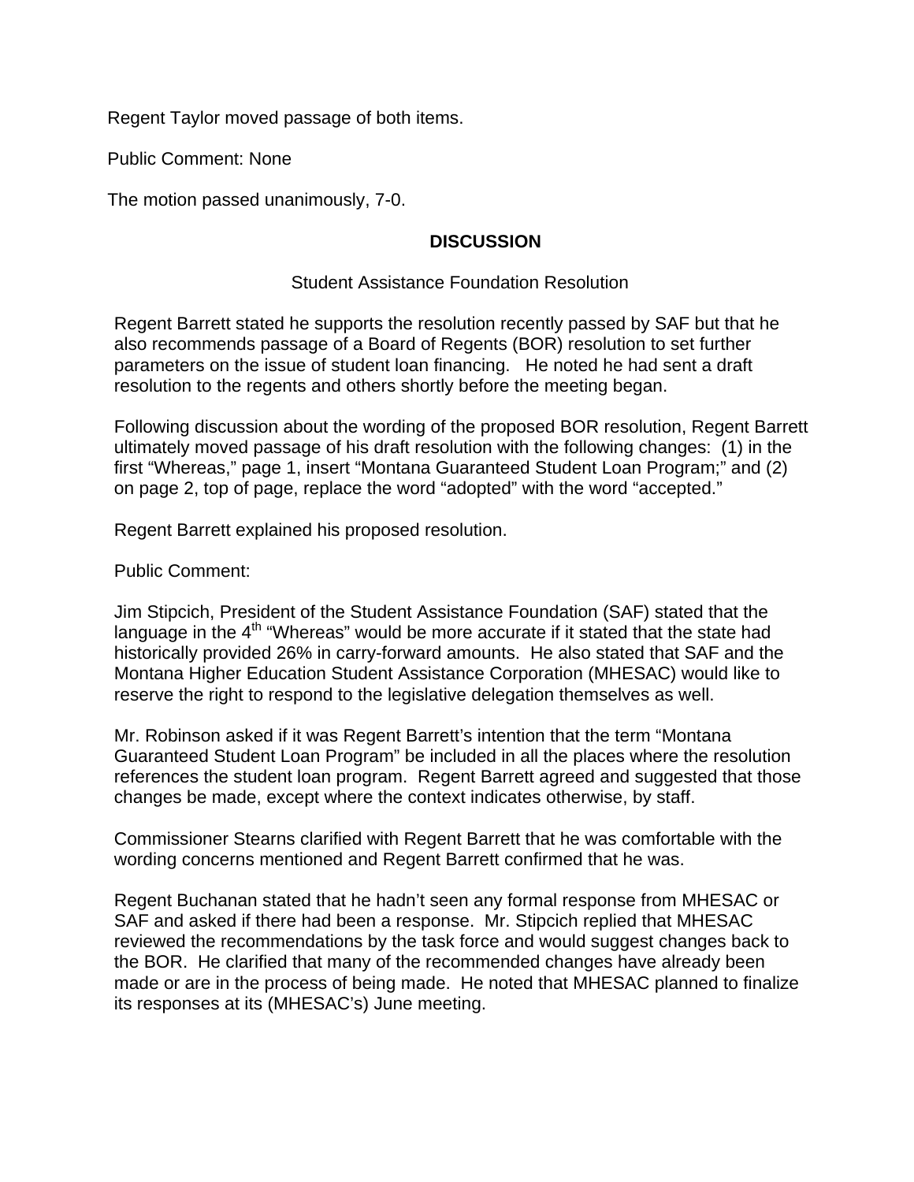Regent Taylor moved passage of both items.

Public Comment: None

The motion passed unanimously, 7-0.

## DISCUSSION

Student Assistance Foundation Resolution

Regent Barrett stated he supports the resolution recently passed by SAF but that he also recommends passage of a Board of Regents (BOR) resolution to set further parameters on the issue of student loan financing. He noted he had sent a draft resolution to the regents and others shortly before the meeting began.

Following discussion about the wording of the proposed BOR resolution, Regent Barrett ultimately moved passage of his draft resolution with the following changes: (1) in the first "Whereas," page 1, insert "Montana Guaranteed Student Loan Program;" and (2) on page 2, top of page, replace the word "adopted" with the word "accepted."

Regent Barrett explained his proposed resolution.

Public Comment:

Jim Stipcich, President of the Student Assistance Foundation (SAF) stated that the language in the 4th "Whereas" would be more accurate if it stated that the state had historically provided 26% in carry-forward amounts. He also stated that SAF and the Montana Higher Education Student Assistance Corporation (MHESAC) would like to reserve the right to respond to the legislative delegation themselves as well.

Mr. Robinson asked if it was Regent Barrett's intention that the term "Montana Guaranteed Student Loan Program" be included in all the places where the resolution references the student loan program. Regent Barrett agreed and suggested that those changes be made, except where the context indicates otherwise, by staff.

Commissioner Stearns clarified with Regent Barrett that he was comfortable with the wording concerns mentioned and Regent Barrett confirmed that he was.

Regent Buchanan stated that he hadn't seen any formal response from MHESAC or SAF and asked if there had been a response. Mr. Stipcich replied that MHESAC reviewed the recommendations by the task force and would suggest changes back to the BOR. He clarified that many of the recommended changes have already been made or are in the process of being made. He noted that MHESAC planned to finalize its responses at its (MHESAC's) June meeting.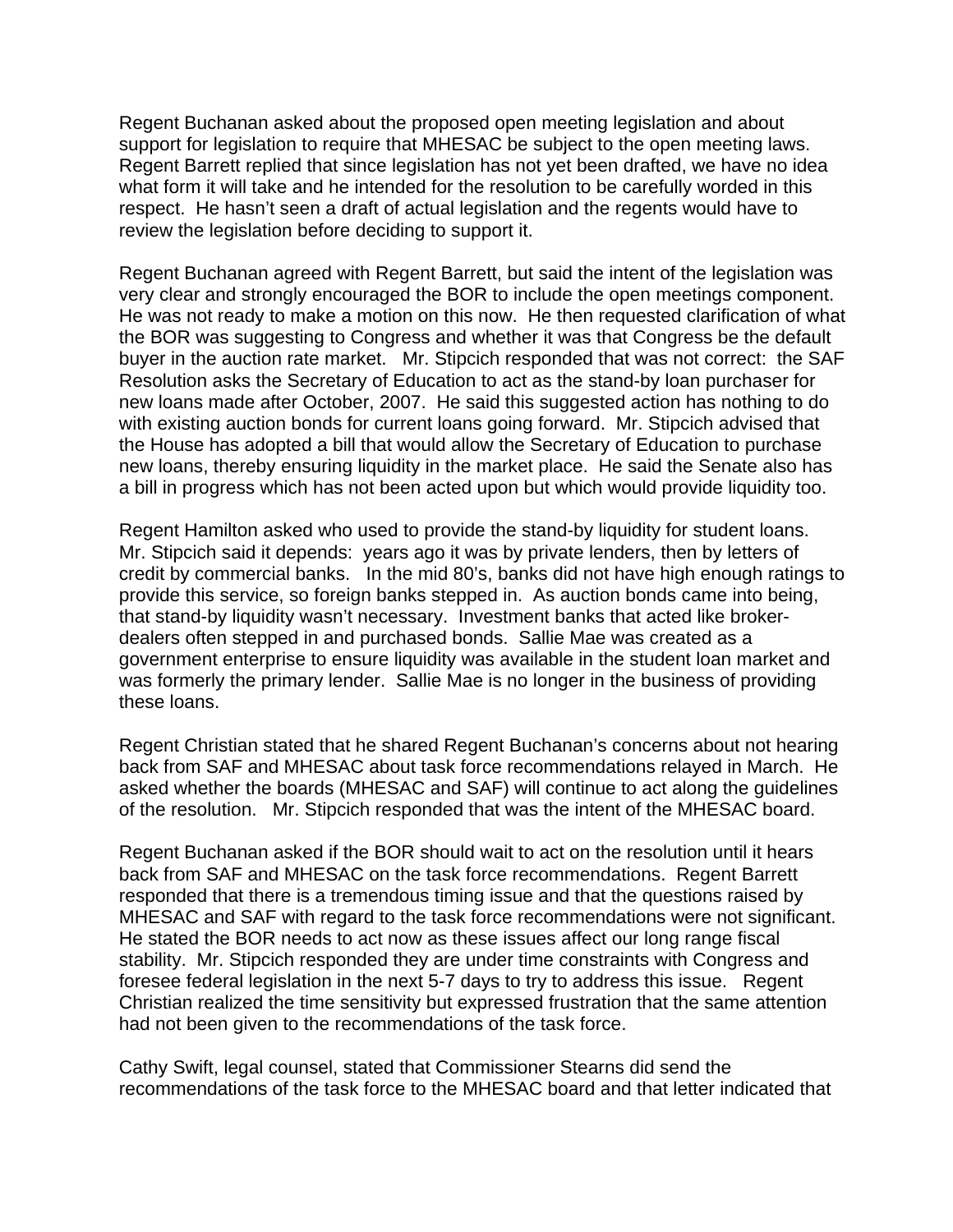Regent Buchanan asked about the proposed open meeting legislation and about support for legislation to require that MHESAC be subject to the open meeting laws. Regent Barrett replied that since legislation has not yet been drafted, we have no idea what form it will take and he intended for the resolution to be carefully worded in this respect. He hasn't seen a draft of actual legislation and the regents would have to review the legislation before deciding to support it.

Regent Buchanan agreed with Regent Barrett, but said the intent of the legislation was very clear and strongly encouraged the BOR to include the open meetings component. He was not ready to make a motion on this now. He then requested clarification of what the BOR was suggesting to Congress and whether it was that Congress be the default buyer in the auction rate market. Mr. Stipcich responded that was not correct: the SAF Resolution asks the Secretary of Education to act as the stand-by loan purchaser for new loans made after October, 2007. He said this suggested action has nothing to do with existing auction bonds for current loans going forward. Mr. Stipcich advised that the House has adopted a bill that would allow the Secretary of Education to purchase new loans, thereby ensuring liquidity in the market place. He said the Senate also has a bill in progress which has not been acted upon but which would provide liquidity too.

Regent Hamilton asked who used to provide the stand-by liquidity for student loans. Mr. Stipcich said it depends: years ago it was by private lenders, then by letters of credit by commercial banks. In the mid 80's, banks did not have high enough ratings to provide this service, so foreign banks stepped in. As auction bonds came into being, that stand-by liquidity wasn't necessary. Investment banks that acted like broker-dealers often stepped in and purchased bonds. Sallie Mae was created as a government enterprise to ensure liquidity was available in the student loan market and was formerly the primary lender. Sallie Mae is no longer in the business of providing these loans.

Regent Christian stated that he shared Regent Buchanan's concerns about not hearing back from SAF and MHESAC about task force recommendations relayed in March. He asked whether the boards (MHESAC and SAF) will continue to act along the guidelines of the resolution. Mr. Stipcich responded that was the intent of the MHESAC board.

Regent Buchanan asked if the BOR should wait to act on the resolution until it hears back from SAF and MHESAC on the task force recommendations. Regent Barrett responded that there is a tremendous timing issue and that the questions raised by MHESAC and SAF with regard to the task force recommendations were not significant. He stated the BOR needs to act now as these issues affect our long range fiscal stability. Mr. Stipcich responded they are under time constraints with Congress and foresee federal legislation in the next 5-7 days to try to address this issue. Regent Christian realized the time sensitivity but expressed frustration that the same attention had not been given to the recommendations of the task force.

Cathy Swift, legal counsel, stated that Commissioner Stearns did send the recommendations of the task force to the MHESAC board and that letter indicated that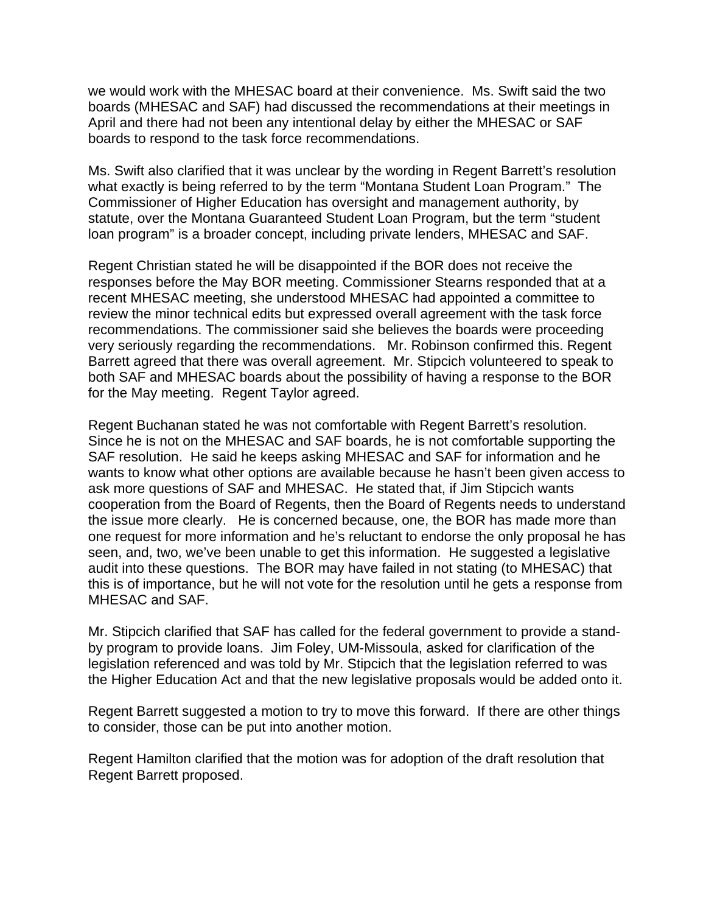we would work with the MHESAC board at their convenience. Ms. Swift said the two boards (MHESAC and SAF) had discussed the recommendations at their meetings in April and there had not been any intentional delay by either the MHESAC or SAF boards to respond to the task force recommendations.

Ms. Swift also clarified that it was unclear by the wording in Regent Barrett's resolution what exactly is being referred to by the term "Montana Student Loan Program." The Commissioner of Higher Education has oversight and management authority, by statute, over the Montana Guaranteed Student Loan Program, but the term "student loan program" is a broader concept, including private lenders, MHESAC and SAF.

Regent Christian stated he will be disappointed if the BOR does not receive the responses before the May BOR meeting. Commissioner Stearns responded that at a recent MHESAC meeting, she understood MHESAC had appointed a committee to review the minor technical edits but expressed overall agreement with the task force recommendations. The commissioner said she believes the boards were proceeding very seriously regarding the recommendations. Mr. Robinson confirmed this. Regent Barrett agreed that there was overall agreement. Mr. Stipcich volunteered to speak to both SAF and MHESAC boards about the possibility of having a response to the BOR for the May meeting. Regent Taylor agreed.

Regent Buchanan stated he was not comfortable with Regent Barrett's resolution. Since he is not on the MHESAC and SAF boards, he is not comfortable supporting the SAF resolution. He said he keeps asking MHESAC and SAF for information and he wants to know what other options are available because he hasn't been given access to ask more questions of SAF and MHESAC. He stated that, if Jim Stipcich wants cooperation from the Board of Regents, then the Board of Regents needs to understand the issue more clearly. He is concerned because, one, the BOR has made more than one request for more information and he's reluctant to endorse the only proposal he has seen, and, two, we've been unable to get this information. He suggested a legislative audit into these questions. The BOR may have failed in not stating (to MHESAC) that this is of importance, but he will not vote for the resolution until he gets a response from MHESAC and SAF.

Mr. Stipcich clarified that SAF has called for the federal government to provide a stand-by program to provide loans. Jim Foley, UM-Missoula, asked for clarification of the legislation referenced and was told by Mr. Stipcich that the legislation referred to was the Higher Education Act and that the new legislative proposals would be added onto it.

Regent Barrett suggested a motion to try to move this forward. If there are other things to consider, those can be put into another motion.

Regent Hamilton clarified that the motion was for adoption of the draft resolution that Regent Barrett proposed.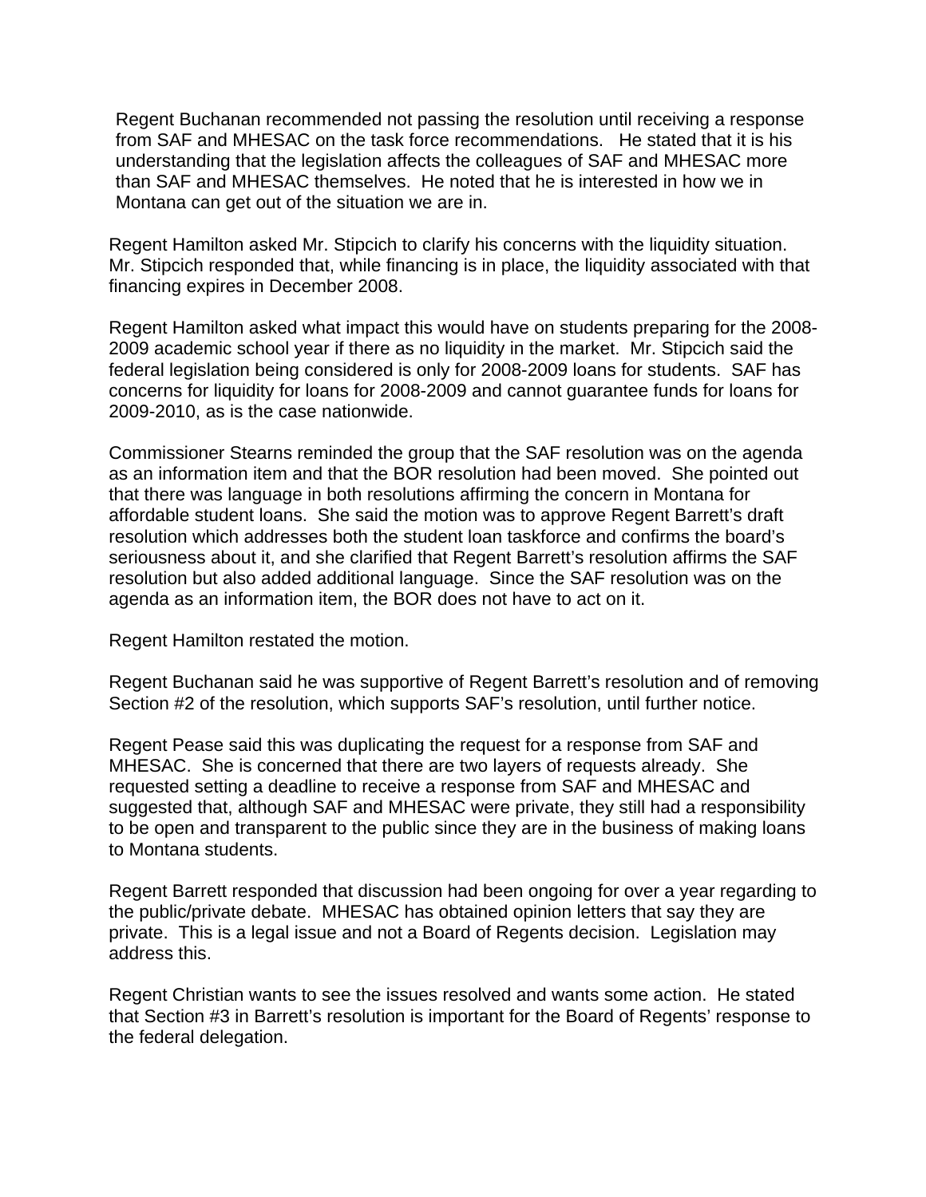Regent Buchanan recommended not passing the resolution until receiving a response from SAF and MHESAC on the task force recommendations. He stated that it is his understanding that the legislation affects the colleagues of SAF and MHESAC more than SAF and MHESAC themselves. He noted that he is interested in how we in Montana can get out of the situation we are in.

Regent Hamilton asked Mr. Stipcich to clarify his concerns with the liquidity situation. Mr. Stipcich responded that, while financing is in place, the liquidity associated with that financing expires in December 2008.

Regent Hamilton asked what impact this would have on students preparing for the 2008-2009 academic school year if there as no liquidity in the market. Mr. Stipcich said the federal legislation being considered is only for 2008-2009 loans for students. SAF has concerns for liquidity for loans for 2008-2009 and cannot guarantee funds for loans for 2009-2010, as is the case nationwide.

Commissioner Stearns reminded the group that the SAF resolution was on the agenda as an information item and that the BOR resolution had been moved. She pointed out that there was language in both resolutions affirming the concern in Montana for affordable student loans. She said the motion was to approve Regent Barrett's draft resolution which addresses both the student loan taskforce and confirms the board's seriousness about it, and she clarified that Regent Barrett's resolution affirms the SAF resolution but also added additional language. Since the SAF resolution was on the agenda as an information item, the BOR does not have to act on it.

Regent Hamilton restated the motion.

Regent Buchanan said he was supportive of Regent Barrett's resolution and of removing Section #2 of the resolution, which supports SAF's resolution, until further notice.

Regent Pease said this was duplicating the request for a response from SAF and MHESAC. She is concerned that there are two layers of requests already. She requested setting a deadline to receive a response from SAF and MHESAC and suggested that, although SAF and MHESAC were private, they still had a responsibility to be open and transparent to the public since they are in the business of making loans to Montana students.

Regent Barrett responded that discussion had been ongoing for over a year regarding to the public/private debate. MHESAC has obtained opinion letters that say they are private. This is a legal issue and not a Board of Regents decision. Legislation may address this.

Regent Christian wants to see the issues resolved and wants some action. He stated that Section #3 in Barrett's resolution is important for the Board of Regents' response to the federal delegation.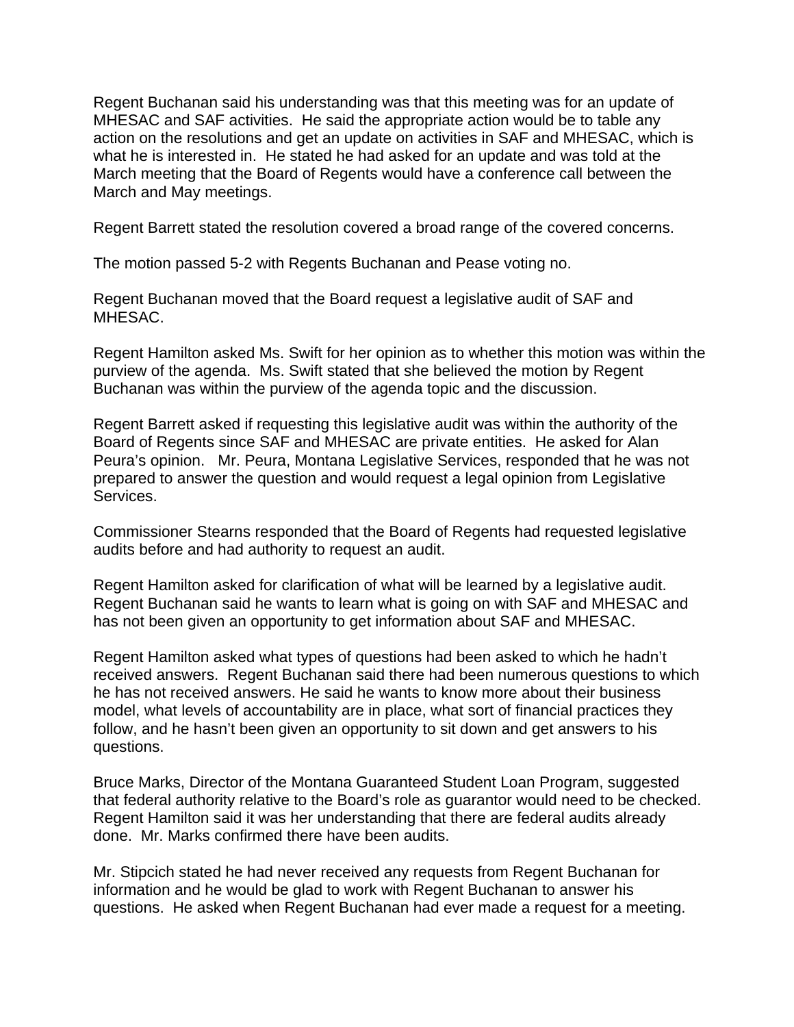Regent Buchanan said his understanding was that this meeting was for an update of MHESAC and SAF activities. He said the appropriate action would be to table any action on the resolutions and get an update on activities in SAF and MHESAC, which is what he is interested in. He stated he had asked for an update and was told at the March meeting that the Board of Regents would have a conference call between the March and May meetings.

Regent Barrett stated the resolution covered a broad range of the covered concerns.

The motion passed 5-2 with Regents Buchanan and Pease voting no.

Regent Buchanan moved that the Board request a legislative audit of SAF and MHESAC.

Regent Hamilton asked Ms. Swift for her opinion as to whether this motion was within the purview of the agenda. Ms. Swift stated that she believed the motion by Regent Buchanan was within the purview of the agenda topic and the discussion.

Regent Barrett asked if requesting this legislative audit was within the authority of the Board of Regents since SAF and MHESAC are private entities. He asked for Alan Peura's opinion. Mr. Peura, Montana Legislative Services, responded that he was not prepared to answer the question and would request a legal opinion from Legislative Services.

Commissioner Stearns responded that the Board of Regents had requested legislative audits before and had authority to request an audit.

Regent Hamilton asked for clarification of what will be learned by a legislative audit. Regent Buchanan said he wants to learn what is going on with SAF and MHESAC and has not been given an opportunity to get information about SAF and MHESAC.

Regent Hamilton asked what types of questions had been asked to which he hadn't received answers. Regent Buchanan said there had been numerous questions to which he has not received answers. He said he wants to know more about their business model, what levels of accountability are in place, what sort of financial practices they follow, and he hasn't been given an opportunity to sit down and get answers to his questions.

Bruce Marks, Director of the Montana Guaranteed Student Loan Program, suggested that federal authority relative to the Board's role as guarantor would need to be checked. Regent Hamilton said it was her understanding that there are federal audits already done. Mr. Marks confirmed there have been audits.

Mr. Stipcich stated he had never received any requests from Regent Buchanan for information and he would be glad to work with Regent Buchanan to answer his questions. He asked when Regent Buchanan had ever made a request for a meeting.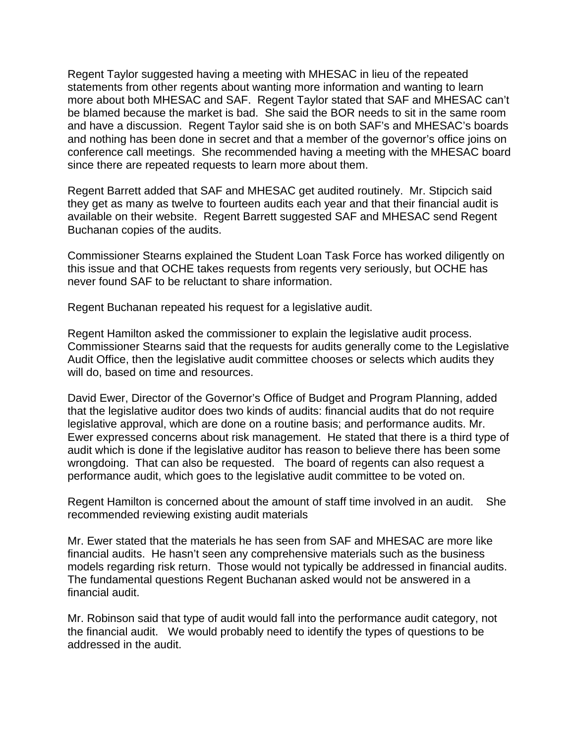Regent Taylor suggested having a meeting with MHESAC in lieu of the repeated statements from other regents about wanting more information and wanting to learn more about both MHESAC and SAF. Regent Taylor stated that SAF and MHESAC can't be blamed because the market is bad. She said the BOR needs to sit in the same room and have a discussion. Regent Taylor said she is on both SAF's and MHESAC's boards and nothing has been done in secret and that a member of the governor's office joins on conference call meetings. She recommended having a meeting with the MHESAC board since there are repeated requests to learn more about them.

Regent Barrett added that SAF and MHESAC get audited routinely. Mr. Stipcich said they get as many as twelve to fourteen audits each year and that their financial audit is available on their website. Regent Barrett suggested SAF and MHESAC send Regent Buchanan copies of the audits.

Commissioner Stearns explained the Student Loan Task Force has worked diligently on this issue and that OCHE takes requests from regents very seriously, but OCHE has never found SAF to be reluctant to share information.

Regent Buchanan repeated his request for a legislative audit.

Regent Hamilton asked the commissioner to explain the legislative audit process. Commissioner Stearns said that the requests for audits generally come to the Legislative Audit Office, then the legislative audit committee chooses or selects which audits they will do, based on time and resources.

David Ewer, Director of the Governor's Office of Budget and Program Planning, added that the legislative auditor does two kinds of audits: financial audits that do not require legislative approval, which are done on a routine basis; and performance audits. Mr. Ewer expressed concerns about risk management. He stated that there is a third type of audit which is done if the legislative auditor has reason to believe there has been some wrongdoing. That can also be requested. The board of regents can also request a performance audit, which goes to the legislative audit committee to be voted on.

Regent Hamilton is concerned about the amount of staff time involved in an audit. She recommended reviewing existing audit materials

Mr. Ewer stated that the materials he has seen from SAF and MHESAC are more like financial audits. He hasn't seen any comprehensive materials such as the business models regarding risk return. Those would not typically be addressed in financial audits. The fundamental questions Regent Buchanan asked would not be answered in a financial audit.

Mr. Robinson said that type of audit would fall into the performance audit category, not the financial audit. We would probably need to identify the types of questions to be addressed in the audit.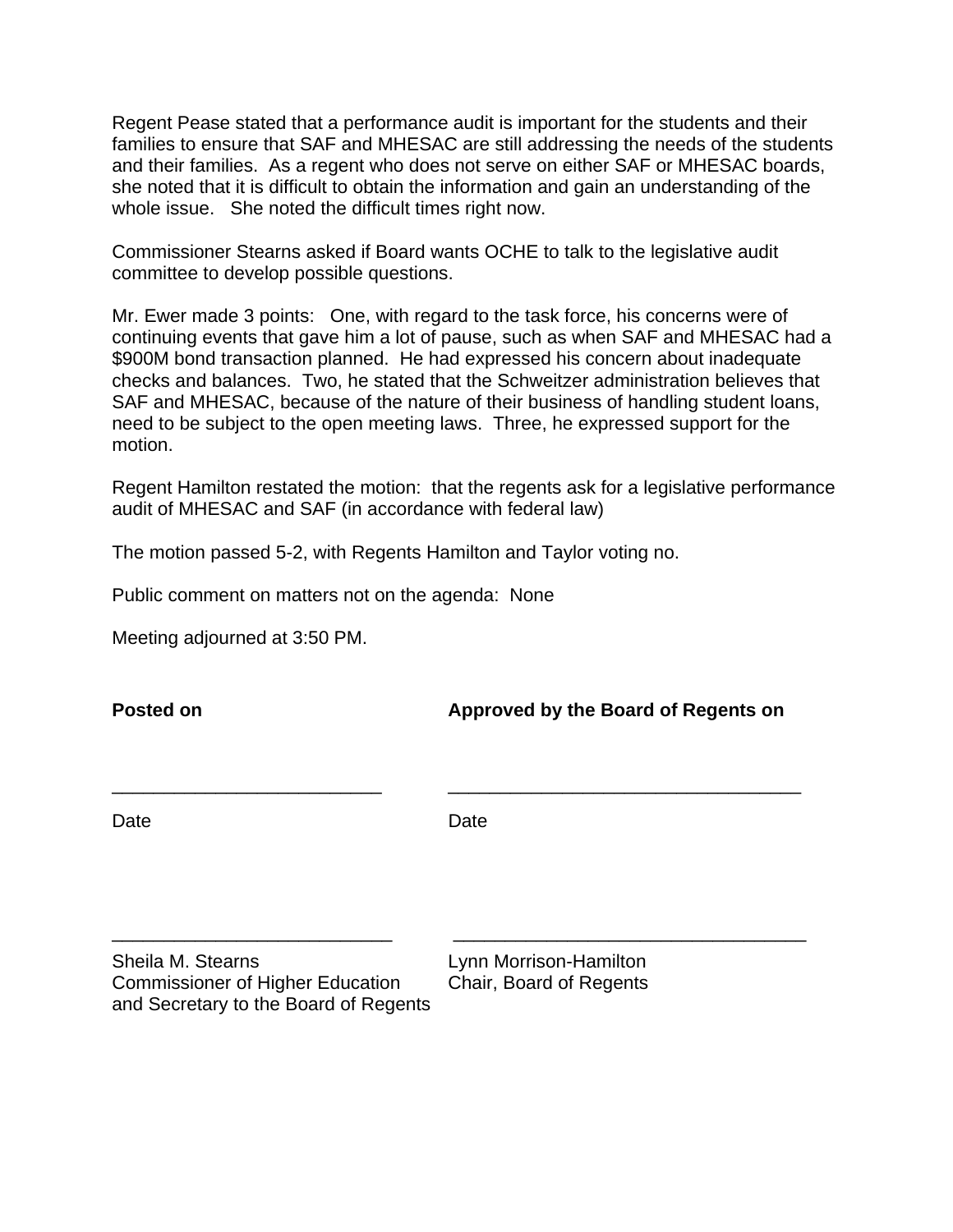Regent Pease stated that a performance audit is important for the students and their families to ensure that SAF and MHESAC are still addressing the needs of the students and their families. As a regent who does not serve on either SAF or MHESAC boards, she noted that it is difficult to obtain the information and gain an understanding of the whole issue. She noted the difficult times right now.

Commissioner Stearns asked if Board wants OCHE to talk to the legislative audit committee to develop possible questions.

Mr. Ewer made 3 points: One, with regard to the task force, his concerns were of continuing events that gave him a lot of pause, such as when SAF and MHESAC had a $900M bond transaction planned. He had expressed his concern about inadequate checks and balances. Two, he stated that the Schweitzer administration believes that SAF and MHESAC, because of the nature of their business of handling student loans, need to be subject to the open meeting laws. Three, he expressed support for the motion.

Regent Hamilton restated the motion: that the regents ask for a legislative performance audit of MHESAC and SAF (in accordance with federal law)

The motion passed 5-2, with Regents Hamilton and Taylor voting no.

Public comment on matters not on the agenda: None

Meeting adjourned at 3:50 PM.

| | |
|---|---|
| **Posted on** | **Approved by the Board of Regents on** |
| ___________________________ | ___________________________________ |
| Date | Date |
| ___________________________ | ___________________________________ |
| Sheila M. Stearns<br>Commissioner of Higher Education<br>and Secretary to the Board of Regents | Lynn Morrison-Hamilton<br>Chair, Board of Regents |